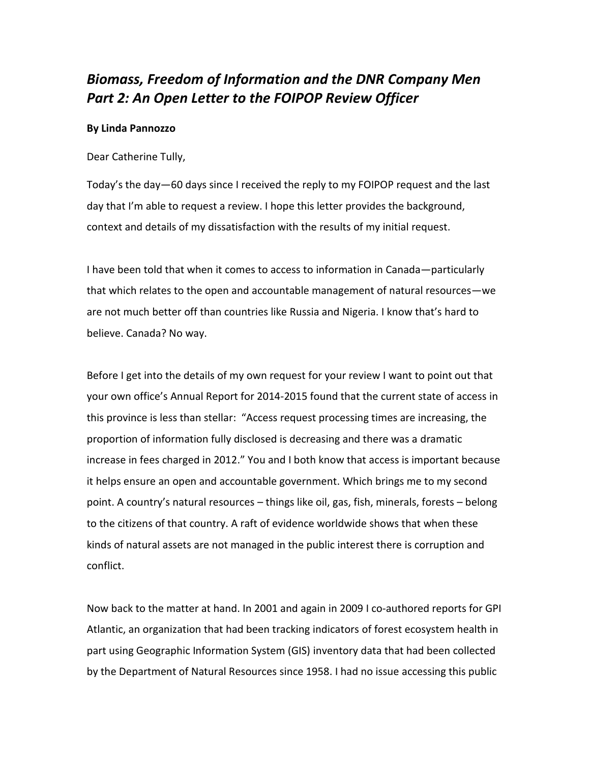# *Biomass, Freedom of Information and the DNR Company Men Part 2: An Open Letter to the FOIPOP Review Officer*

**By Linda Pannozzo**

Dear Catherine Tully,

Today's the day—60 days since I received the reply to my FOIPOP request and the last day that I'm able to request a review. I hope this letter provides the background, context and details of my dissatisfaction with the results of my initial request.

I have been told that when it comes to access to information in Canada—particularly that which relates to the open and accountable management of natural resources—we are not much better off than countries like Russia and Nigeria. I know that's hard to believe. Canada? No way.

Before I get into the details of my own request for your review I want to point out that your own office's Annual Report for 2014-2015 found that the current state of access in this province is less than stellar: "Access request processing times are increasing, the proportion of information fully disclosed is decreasing and there was a dramatic increase in fees charged in 2012." You and I both know that access is important because it helps ensure an open and accountable government. Which brings me to my second point. A country's natural resources – things like oil, gas, fish, minerals, forests – belong to the citizens of that country. A raft of evidence worldwide shows that when these kinds of natural assets are not managed in the public interest there is corruption and conflict.

Now back to the matter at hand. In 2001 and again in 2009 I co-authored reports for GPI Atlantic, an organization that had been tracking indicators of forest ecosystem health in part using Geographic Information System (GIS) inventory data that had been collected by the Department of Natural Resources since 1958. I had no issue accessing this public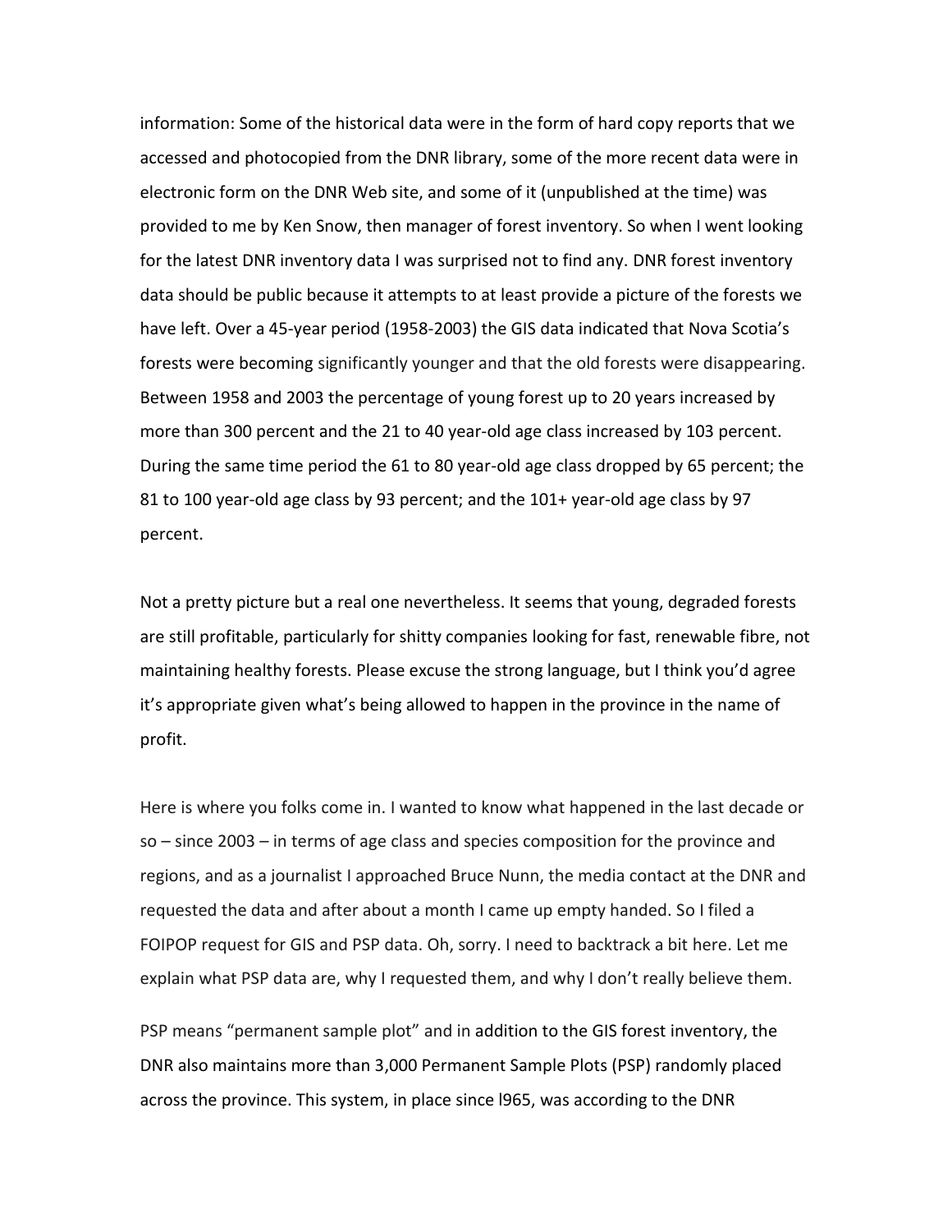information: Some of the historical data were in the form of hard copy reports that we accessed and photocopied from the DNR library, some of the more recent data were in electronic form on the DNR Web site, and some of it (unpublished at the time) was provided to me by Ken Snow, then manager of forest inventory. So when I went looking for the latest DNR inventory data I was surprised not to find any. DNR forest inventory data should be public because it attempts to at least provide a picture of the forests we have left. Over a 45-year period (1958-2003) the GIS data indicated that Nova Scotia's forests were becoming significantly younger and that the old forests were disappearing. Between 1958 and 2003 the percentage of young forest up to 20 years increased by more than 300 percent and the 21 to 40 year-old age class increased by 103 percent. During the same time period the 61 to 80 year-old age class dropped by 65 percent; the 81 to 100 year-old age class by 93 percent; and the 101+ year-old age class by 97 percent.

Not a pretty picture but a real one nevertheless. It seems that young, degraded forests are still profitable, particularly for shitty companies looking for fast, renewable fibre, not maintaining healthy forests. Please excuse the strong language, but I think you'd agree it's appropriate given what's being allowed to happen in the province in the name of profit.

Here is where you folks come in. I wanted to know what happened in the last decade or so – since 2003 – in terms of age class and species composition for the province and regions, and as a journalist I approached Bruce Nunn, the media contact at the DNR and requested the data and after about a month I came up empty handed. So I filed a FOIPOP request for GIS and PSP data. Oh, sorry. I need to backtrack a bit here. Let me explain what PSP data are, why I requested them, and why I don't really believe them.

PSP means "permanent sample plot" and in addition to the GIS forest inventory, the DNR also maintains more than 3,000 Permanent Sample Plots (PSP) randomly placed across the province. This system, in place since l965, was according to the DNR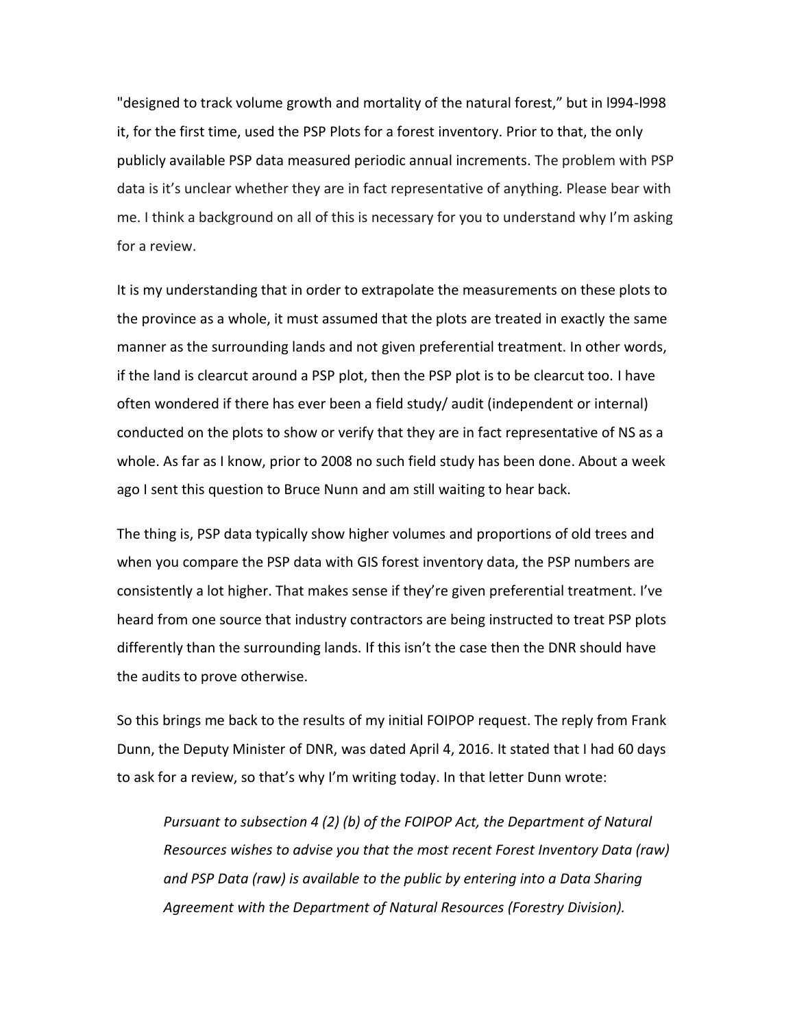"designed to track volume growth and mortality of the natural forest," but in l994-l998 it, for the first time, used the PSP Plots for a forest inventory. Prior to that, the only publicly available PSP data measured periodic annual increments. The problem with PSP data is it's unclear whether they are in fact representative of anything. Please bear with me. I think a background on all of this is necessary for you to understand why I'm asking for a review.

It is my understanding that in order to extrapolate the measurements on these plots to the province as a whole, it must assumed that the plots are treated in exactly the same manner as the surrounding lands and not given preferential treatment. In other words, if the land is clearcut around a PSP plot, then the PSP plot is to be clearcut too. I have often wondered if there has ever been a field study/ audit (independent or internal) conducted on the plots to show or verify that they are in fact representative of NS as a whole. As far as I know, prior to 2008 no such field study has been done. About a week ago I sent this question to Bruce Nunn and am still waiting to hear back.

The thing is, PSP data typically show higher volumes and proportions of old trees and when you compare the PSP data with GIS forest inventory data, the PSP numbers are consistently a lot higher. That makes sense if they're given preferential treatment. I've heard from one source that industry contractors are being instructed to treat PSP plots differently than the surrounding lands. If this isn't the case then the DNR should have the audits to prove otherwise.

So this brings me back to the results of my initial FOIPOP request. The reply from Frank Dunn, the Deputy Minister of DNR, was dated April 4, 2016. It stated that I had 60 days to ask for a review, so that's why I'm writing today. In that letter Dunn wrote:

> *Pursuant to subsection 4 (2) (b) of the FOIPOP Act, the Department of Natural Resources wishes to advise you that the most recent Forest Inventory Data (raw) and PSP Data (raw) is available to the public by entering into a Data Sharing Agreement with the Department of Natural Resources (Forestry Division).*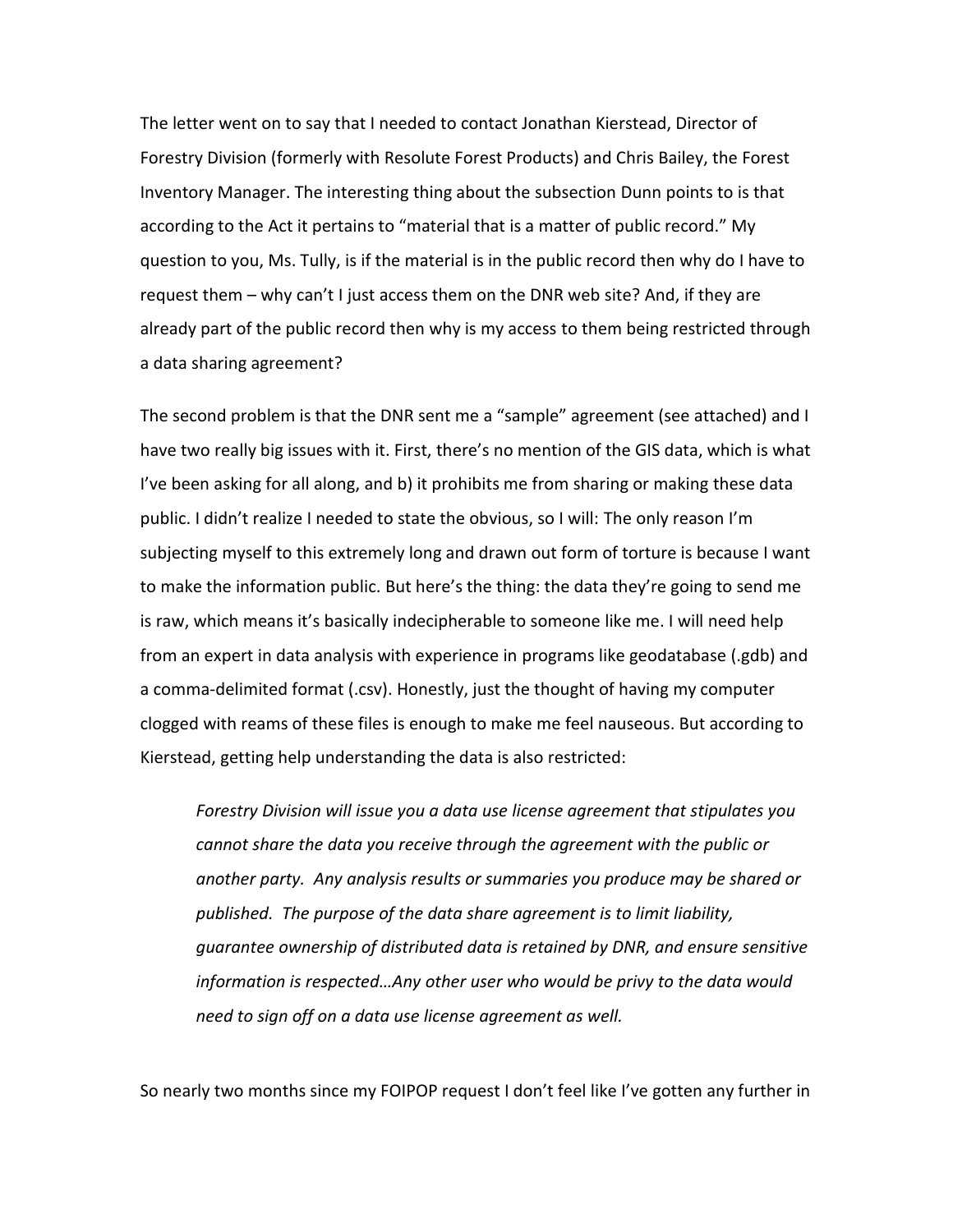The letter went on to say that I needed to contact Jonathan Kierstead, Director of Forestry Division (formerly with Resolute Forest Products) and Chris Bailey, the Forest Inventory Manager. The interesting thing about the subsection Dunn points to is that according to the Act it pertains to "material that is a matter of public record." My question to you, Ms. Tully, is if the material is in the public record then why do I have to request them – why can't I just access them on the DNR web site? And, if they are already part of the public record then why is my access to them being restricted through a data sharing agreement?

The second problem is that the DNR sent me a "sample" agreement (see attached) and I have two really big issues with it. First, there's no mention of the GIS data, which is what I've been asking for all along, and b) it prohibits me from sharing or making these data public. I didn't realize I needed to state the obvious, so I will: The only reason I'm subjecting myself to this extremely long and drawn out form of torture is because I want to make the information public. But here's the thing: the data they're going to send me is raw, which means it's basically indecipherable to someone like me. I will need help from an expert in data analysis with experience in programs like geodatabase (.gdb) and a comma-delimited format (.csv). Honestly, just the thought of having my computer clogged with reams of these files is enough to make me feel nauseous. But according to Kierstead, getting help understanding the data is also restricted:

> *Forestry Division will issue you a data use license agreement that stipulates you cannot share the data you receive through the agreement with the public or another party. Any analysis results or summaries you produce may be shared or published. The purpose of the data share agreement is to limit liability, guarantee ownership of distributed data is retained by DNR, and ensure sensitive information is respected…Any other user who would be privy to the data would need to sign off on a data use license agreement as well.*

So nearly two months since my FOIPOP request I don't feel like I've gotten any further in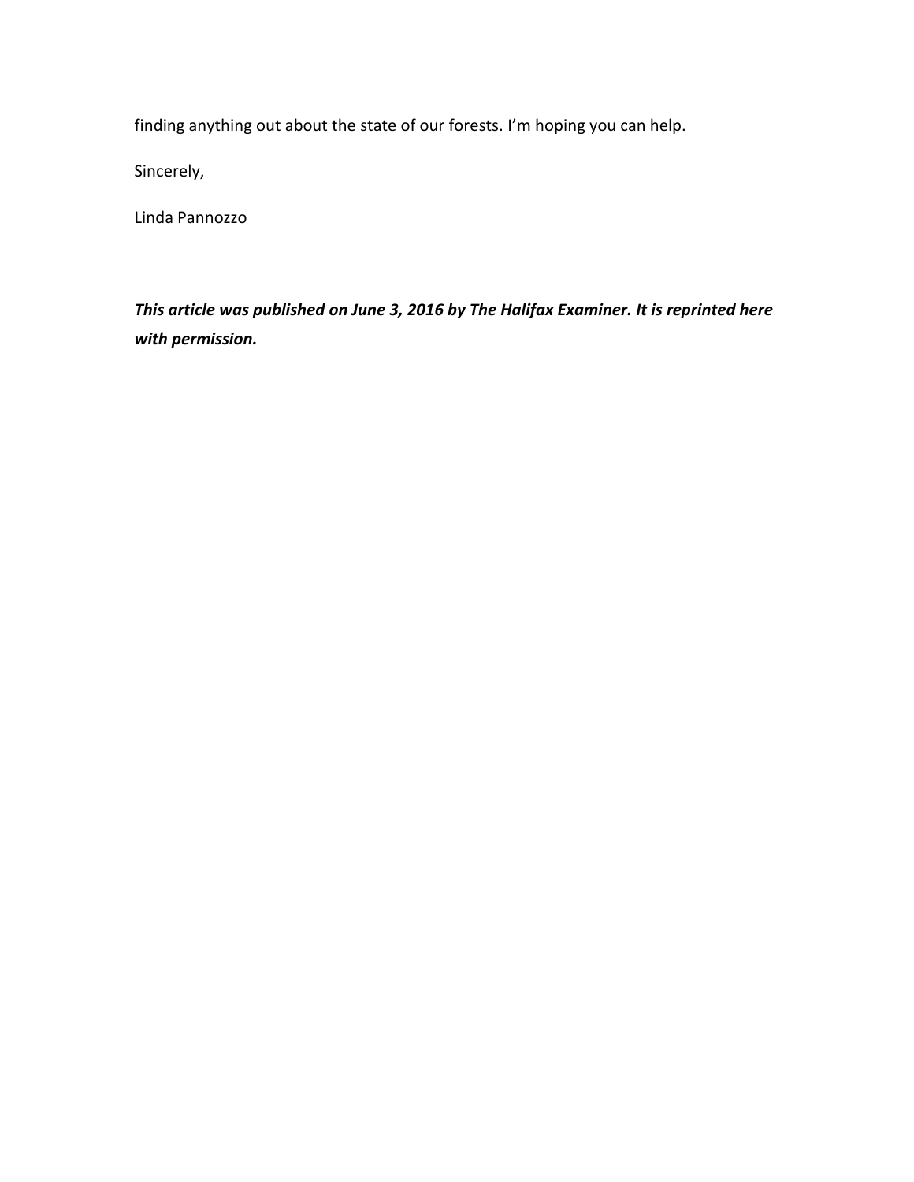finding anything out about the state of our forests. I'm hoping you can help.

Sincerely,

Linda Pannozzo

***This article was published on June 3, 2016 by The Halifax Examiner. It is reprinted here with permission.***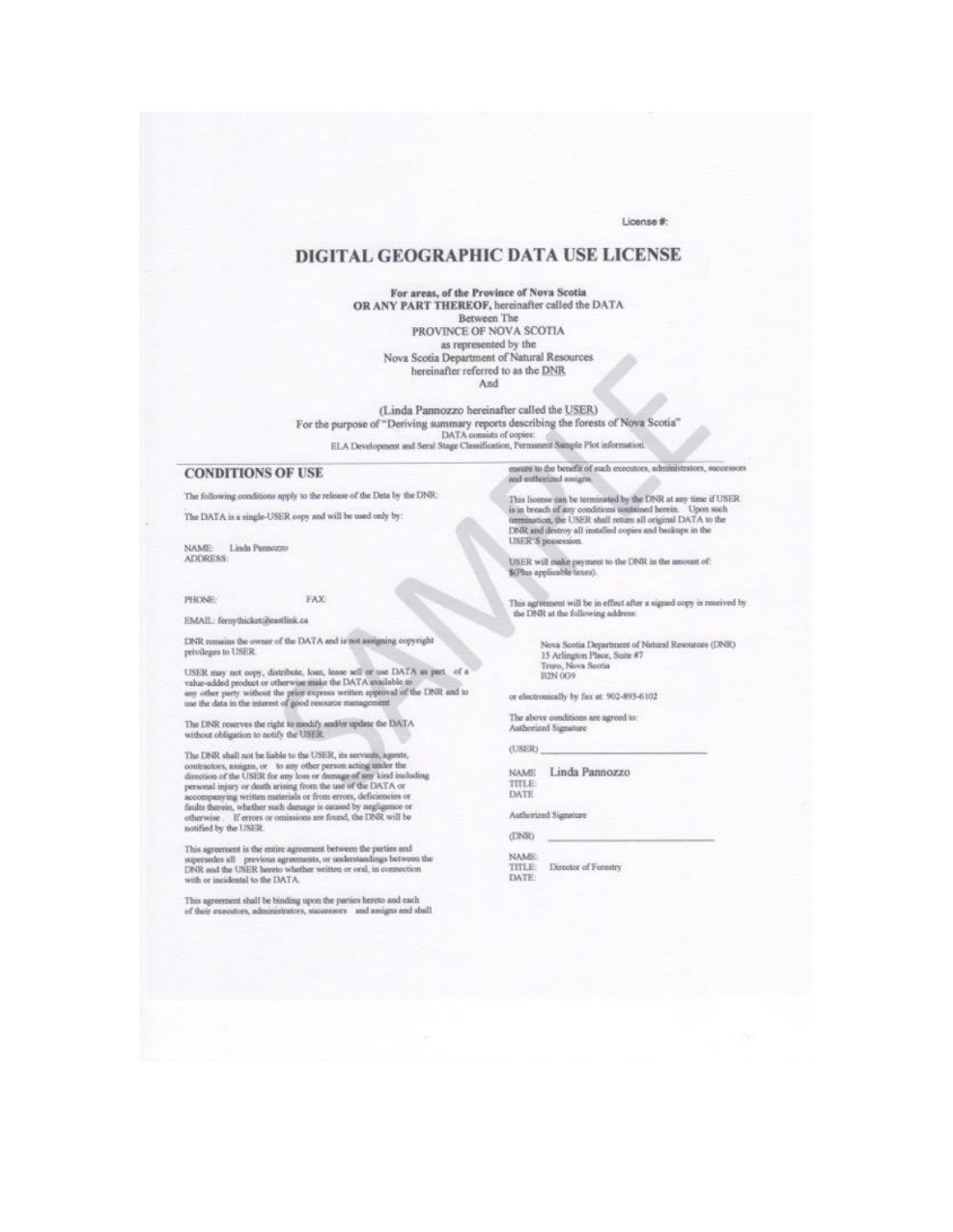License #:

# DIGITAL GEOGRAPHIC DATA USE LICENSE

**For areas, of the Province of Nova Scotia**
**OR ANY PART THEREOF, hereinafter called the DATA**
Between The
PROVINCE OF NOVA SCOTIA
as represented by the
Nova Scotia Department of Natural Resources
hereinafter referred to as the DNR
And

(Linda Pannozzo hereinafter called the USER)
For the purpose of "Deriving summary reports describing the forests of Nova Scotia"
DATA consists of copies:
ELA Development and Seral Stage Classification, Permanent Sample Plot information.

SAMPLE

## CONDITIONS OF USE

The following conditions apply to the release of the Data by the DNR:

The DATA is a single-USER copy and will be used only by:

NAME: Linda Pannozzo
ADDRESS:

PHONE: FAX:

EMAIL: fernythicket@eastlink.ca

DNR remains the owner of the DATA and is not assigning copyright privileges to USER.

USER may not copy, distribute, loan, lease sell or use DATA as part of a value-added product or otherwise make the DATA available to any other party without the prior express written approval of the DNR and to use the data in the interest of good resource management

The DNR reserves the right to modify and/or update the DATA without obligation to notify the USER.

The DNR shall not be liable to the USER, its servants, agents, contractors, assigns, or to any other person acting under the direction of the USER for any loss or damage of any kind including personal injury or death arising from the use of the DATA or accompanying written materials or from errors, deficiencies or faults therein, whether such damage is caused by negligence or otherwise. If errors or omissions are found, the DNR will be notified by the USER.

This agreement is the entire agreement between the parties and supersedes all previous agreements, or understandings between the DNR and the USER hereto whether written or oral, in connection with or incidental to the DATA.

This agreement shall be binding upon the parties hereto and each of their executors, administrators, successors and assigns and shall ensure to the benefit of such executors, administrators, successors and authorized assigns.

This license can be terminated by the DNR at any time if USER is in breach of any conditions contained herein. Upon such termination, the USER shall return all original DATA to the DNR and destroy all installed copies and backups in the USER'S possession.

USER will make payment to the DNR in the amount of: $(Plus applicable taxes).

This agreement will be in effect after a signed copy is received by the DNR at the following address:

Nova Scotia Department of Natural Resources (DNR)
15 Arlington Place, Suite #7
Truro, Nova Scotia
B2N 0G9

or electronically by fax at: 902-893-6102

The above conditions are agreed to:
Authorized Signature

(USER) \_\_\_\_\_\_\_\_\_\_\_\_\_\_\_\_\_\_\_\_\_\_\_\_\_\_

NAME Linda Pannozzo
TITLE:
DATE

Authorized Signature

(DNR) \_\_\_\_\_\_\_\_\_\_\_\_\_\_\_\_\_\_\_\_\_\_\_\_\_\_

NAME:
TITLE: Director of Forestry
DATE: